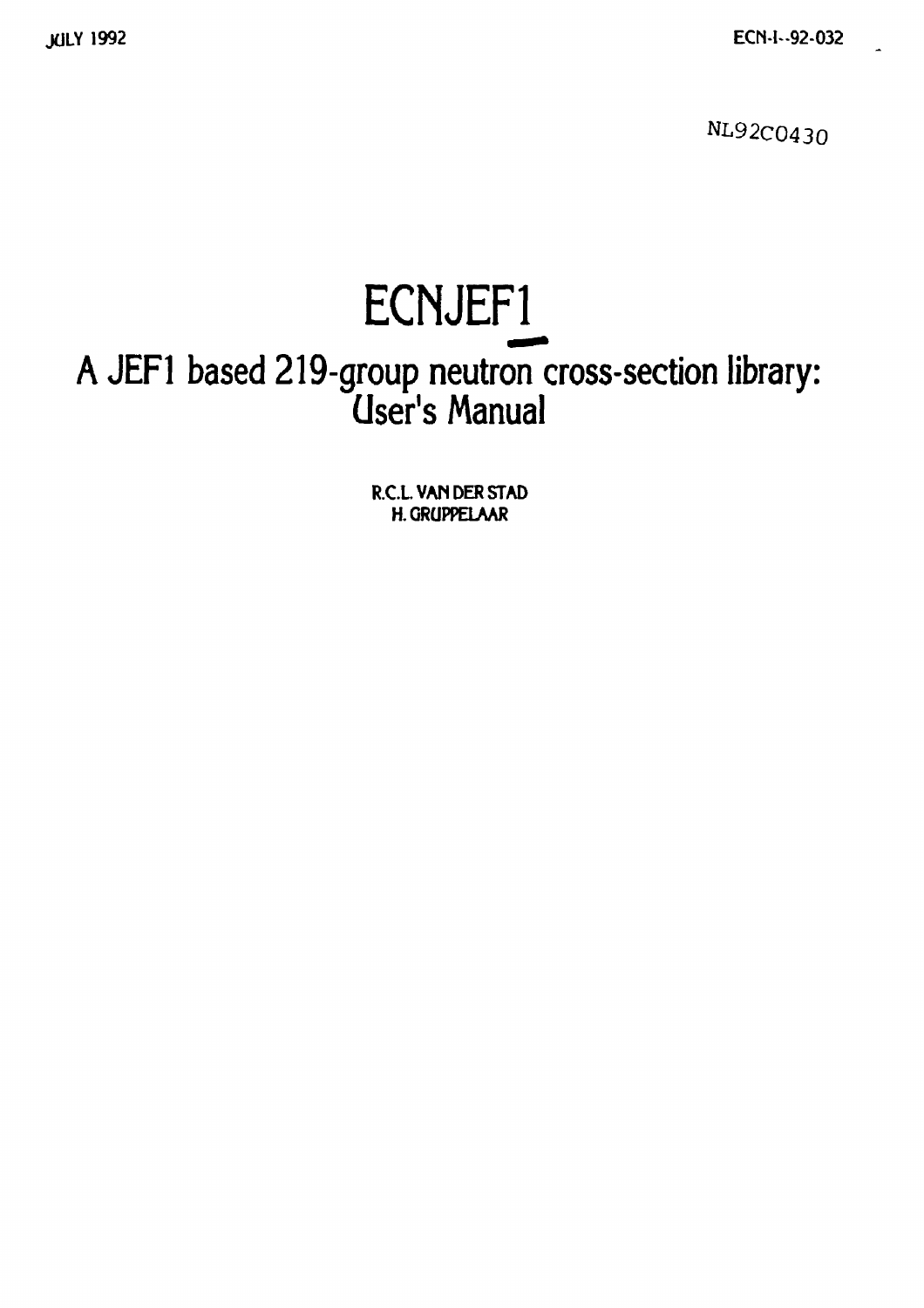JULY 1992

ECN-I--92-032

NL92C0430

# ECNJEF1

## A JEF1 based 219-group neutron cross-section library: User's Manual

R.C.L. VAN DER STAD
H. GRUPPELAAR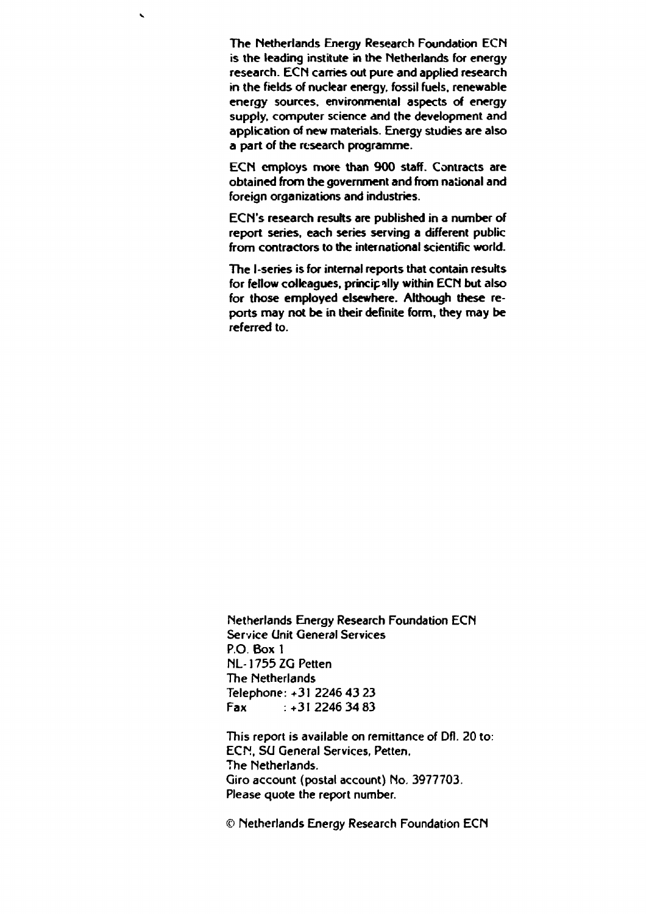The Netherlands Energy Research Foundation ECN is the leading institute in the Netherlands for energy research. ECN carries out pure and applied research in the fields of nuclear energy, fossil fuels, renewable energy sources, environmental aspects of energy supply, computer science and the development and application of new materials. Energy studies are also a part of the research programme.

ECN employs more than 900 staff. Contracts are obtained from the government and from national and foreign organizations and industries.

ECN's research results are published in a number of report series, each series serving a different public from contractors to the international scientific world.

The I-series is for internal reports that contain results for fellow colleagues, principally within ECN but also for those employed elsewhere. Although these reports may not be in their definite form, they may be referred to.

Netherlands Energy Research Foundation ECN
Service Unit General Services
P.O. Box 1
NL-1755 ZG Petten
The Netherlands
Telephone: +31 2246 43 23
Fax : +31 2246 34 83

This report is available on remittance of Dfl. 20 to:
ECN, SU General Services, Petten,
The Netherlands.
Giro account (postal account) No. 3977703.
Please quote the report number.

© Netherlands Energy Research Foundation ECN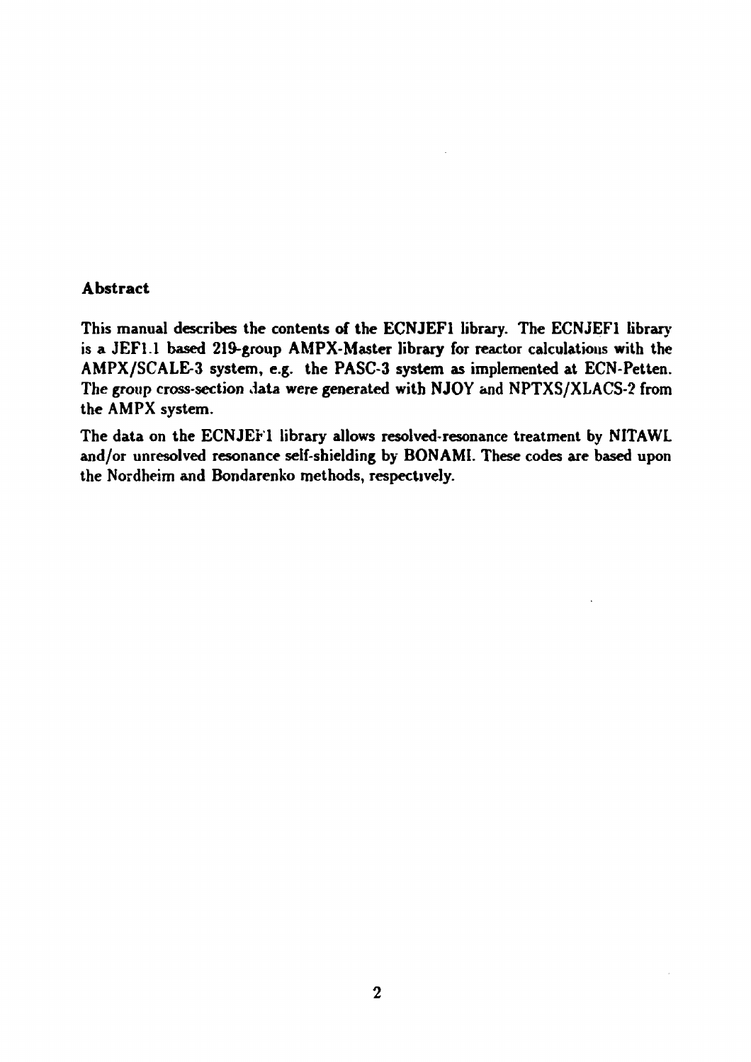## Abstract

This manual describes the contents of the ECNJEF1 library. The ECNJEF1 library is a JEF1.1 based 219-group AMPX-Master library for reactor calculations with the AMPX/SCALE-3 system, e.g. the PASC-3 system as implemented at ECN-Petten. The group cross-section data were generated with NJOY and NPTXS/XLACS-2 from the AMPX system.

The data on the ECNJEF1 library allows resolved-resonance treatment by NITAWL and/or unresolved resonance self-shielding by BONAMI. These codes are based upon the Nordheim and Bondarenko methods, respectively.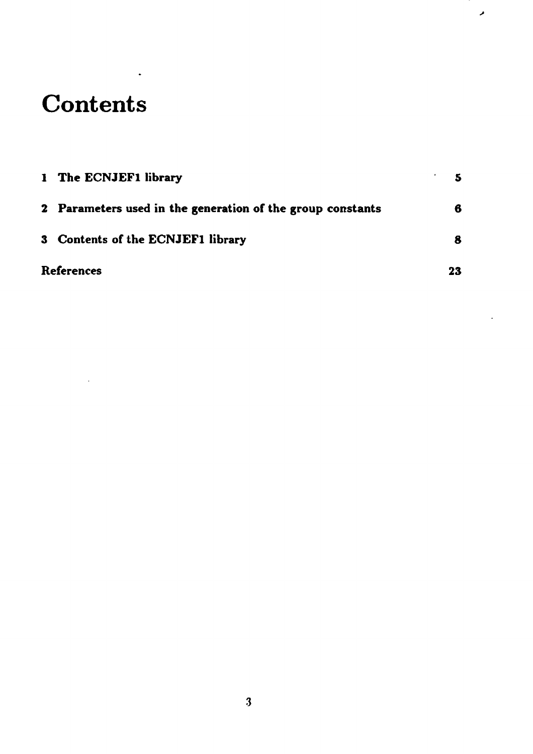# Contents

| | |
|---|---|
| **1 The ECNJEF1 library** | **5** |
| **2 Parameters used in the generation of the group constants** | **6** |
| **3 Contents of the ECNJEF1 library** | **8** |
| **References** | **23** |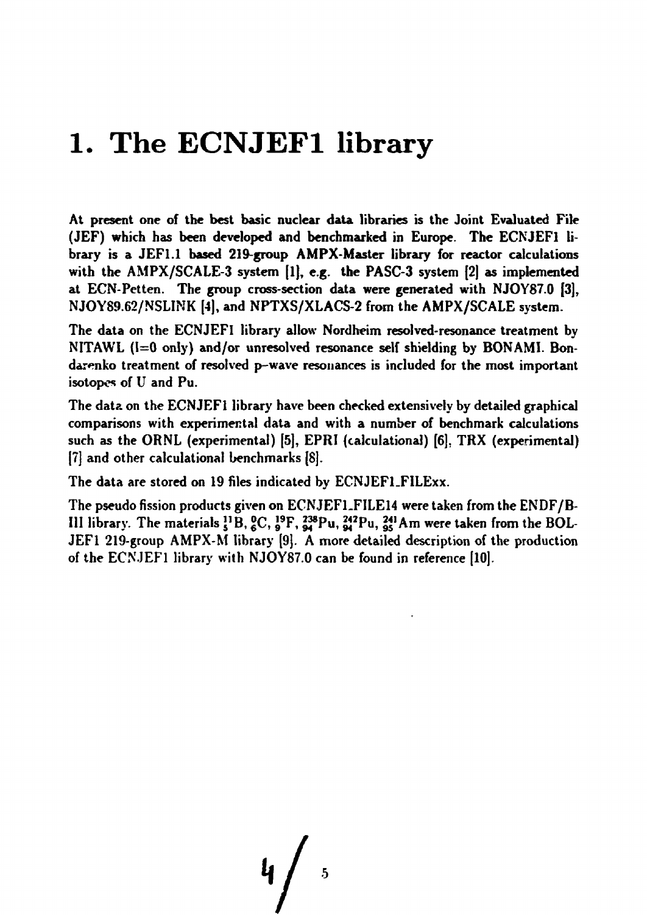# 1. The ECNJEF1 library

At present one of the best basic nuclear data libraries is the Joint Evaluated File (JEF) which has been developed and benchmarked in Europe. The ECNJEF1 library is a JEF1.1 based 219-group AMPX-Master library for reactor calculations with the AMPX/SCALE-3 system [1], e.g. the PASC-3 system [2] as implemented at ECN-Petten. The group cross-section data were generated with NJOY87.0 [3], NJOY89.62/NSLINK [4], and NPTXS/XLACS-2 from the AMPX/SCALE system.

The data on the ECNJEF1 library allow Nordheim resolved-resonance treatment by NITAWL (l=0 only) and/or unresolved resonance self shielding by BONAMI. Bondarenko treatment of resolved p–wave resonances is included for the most important isotopes of U and Pu.

The data on the ECNJEF1 library have been checked extensively by detailed graphical comparisons with experimental data and with a number of benchmark calculations such as the ORNL (experimental) [5], EPRI (calculational) [6], TRX (experimental) [7] and other calculational benchmarks [8].

The data are stored on 19 files indicated by ECNJEF1_FILExx.

The pseudo fission products given on ECNJEF1_FILE14 were taken from the ENDF/B-III library. The materials $^{11}_{5}$B, $^{0}_{6}$C, $^{19}_{9}$F, $^{238}_{94}$Pu, $^{242}_{94}$Pu, $^{241}_{95}$Am were taken from the BOL-JEF1 219-group AMPX-M library [9]. A more detailed description of the production of the ECNJEF1 library with NJOY87.0 can be found in reference [10].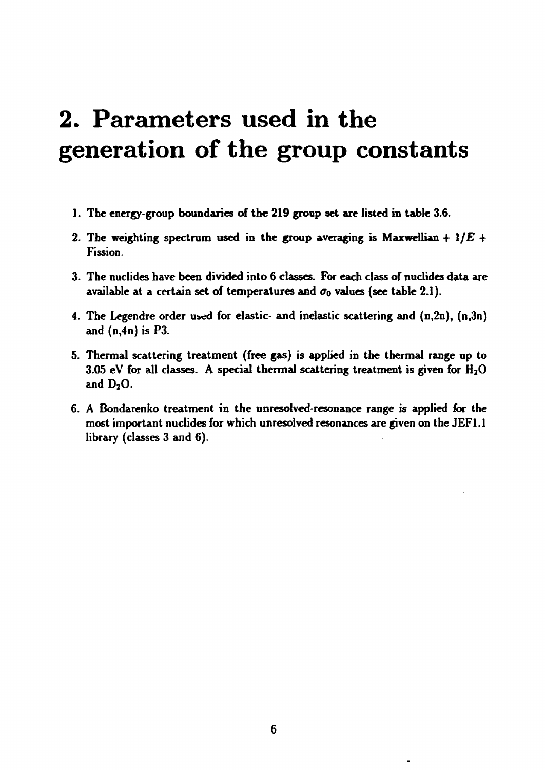# 2. Parameters used in the generation of the group constants

1. The energy-group boundaries of the 219 group set are listed in table 3.6.

2. The weighting spectrum used in the group averaging is Maxwellian + $1/E$ + Fission.

3. The nuclides have been divided into 6 classes. For each class of nuclides data are available at a certain set of temperatures and $\sigma_0$ values (see table 2.1).

4. The Legendre order used for elastic- and inelastic scattering and (n,2n), (n,3n) and (n,4n) is P3.

5. Thermal scattering treatment (free gas) is applied in the thermal range up to 3.05 eV for all classes. A special thermal scattering treatment is given for $H_2O$ and $D_2O$.

6. A Bondarenko treatment in the unresolved-resonance range is applied for the most important nuclides for which unresolved resonances are given on the JEF1.1 library (classes 3 and 6).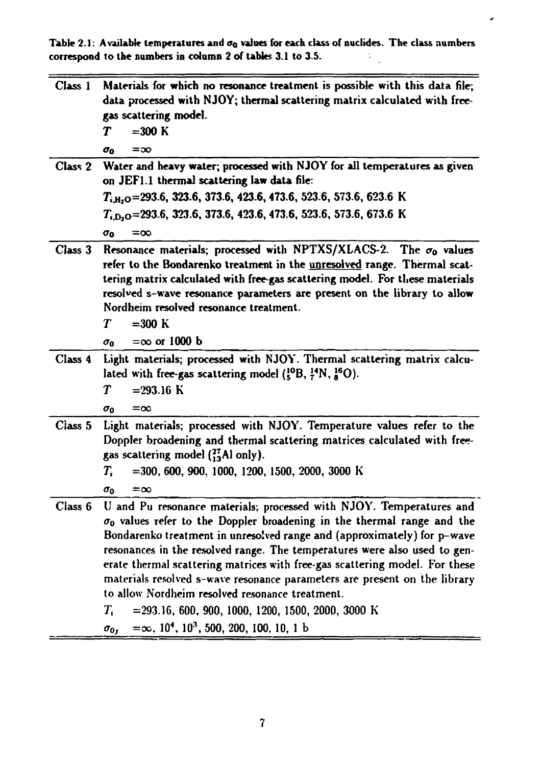**Table 2.1: Available temperatures and $\sigma_0$ values for each class of nuclides. The class numbers correspond to the numbers in column 2 of tables 3.1 to 3.5.**

| | |
|---|---|
| Class 1 | Materials for which no resonance treatment is possible with this data file; data processed with NJOY; thermal scattering matrix calculated with free-gas scattering model.<br>$T$ =300 K<br>$\sigma_0$ $=\infty$ |
| Class 2 | Water and heavy water; processed with NJOY for all temperatures as given on JEF1.1 thermal scattering law data file:<br>$T_{i,H_2O}$=293.6, 323.6, 373.6, 423.6, 473.6, 523.6, 573.6, 623.6 K<br>$T_{i,D_2O}$=293.6, 323.6, 373.6, 423.6, 473.6, 523.6, 573.6, 673.6 K<br>$\sigma_0$ $=\infty$ |
| Class 3 | Resonance materials; processed with NPTXS/XLACS-2. The $\sigma_0$ values refer to the Bondarenko treatment in the unresolved range. Thermal scattering matrix calculated with free-gas scattering model. For these materials resolved s-wave resonance parameters are present on the library to allow Nordheim resolved resonance treatment.<br>$T$ =300 K<br>$\sigma_0$ $=\infty$ or 1000 b |
| Class 4 | Light materials; processed with NJOY. Thermal scattering matrix calculated with free-gas scattering model ($^{10}_{5}B$, $^{14}_{7}N$, $^{16}_{8}O$).<br>$T$ =293.16 K<br>$\sigma_0$ $=\infty$ |
| Class 5 | Light materials; processed with NJOY. Temperature values refer to the Doppler broadening and thermal scattering matrices calculated with free-gas scattering model ($^{27}_{13}Al$ only).<br>$T_i$ =300, 600, 900, 1000, 1200, 1500, 2000, 3000 K<br>$\sigma_0$ $=\infty$ |
| Class 6 | U and Pu resonance materials; processed with NJOY. Temperatures and $\sigma_0$ values refer to the Doppler broadening in the thermal range and the Bondarenko treatment in unresolved range and (approximately) for p-wave resonances in the resolved range. The temperatures were also used to generate thermal scattering matrices with free-gas scattering model. For these materials resolved s-wave resonance parameters are present on the library to allow Nordheim resolved resonance treatment.<br>$T_i$ =293.16, 600, 900, 1000, 1200, 1500, 2000, 3000 K<br>$\sigma_{0j}$ $=\infty$, $10^4$, $10^3$, 500, 200, 100, 10, 1 b |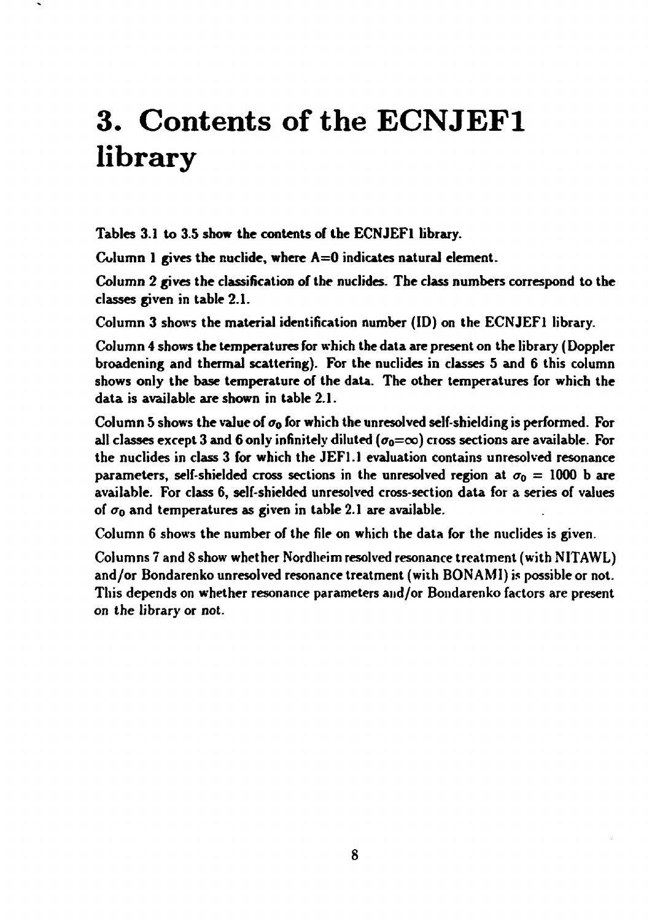# 3. Contents of the ECNJEF1 library

Tables 3.1 to 3.5 show the contents of the ECNJEF1 library.

Column 1 gives the nuclide, where A=0 indicates natural element.

Column 2 gives the classification of the nuclides. The class numbers correspond to the classes given in table 2.1.

Column 3 shows the material identification number (ID) on the ECNJEF1 library.

Column 4 shows the temperatures for which the data are present on the library (Doppler broadening and thermal scattering). For the nuclides in classes 5 and 6 this column shows only the base temperature of the data. The other temperatures for which the data is available are shown in table 2.1.

Column 5 shows the value of $\sigma_0$ for which the unresolved self-shielding is performed. For all classes except 3 and 6 only infinitely diluted ($\sigma_0=\infty$) cross sections are available. For the nuclides in class 3 for which the JEF1.1 evaluation contains unresolved resonance parameters, self-shielded cross sections in the unresolved region at $\sigma_0 = 1000$ b are available. For class 6, self-shielded unresolved cross-section data for a series of values of $\sigma_0$ and temperatures as given in table 2.1 are available.

Column 6 shows the number of the file on which the data for the nuclides is given.

Columns 7 and 8 show whether Nordheim resolved resonance treatment (with NITAWL) and/or Bondarenko unresolved resonance treatment (with BONAMI) is possible or not. This depends on whether resonance parameters and/or Bondarenko factors are present on the library or not.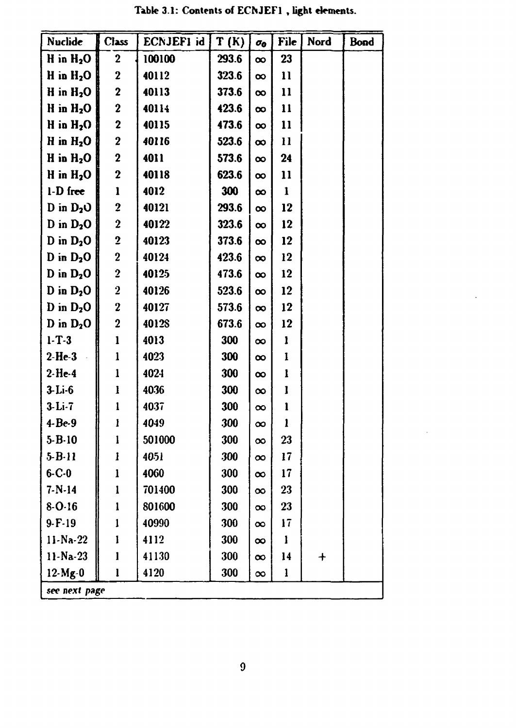**Table 3.1: Contents of ECNJEF1 , light elements.**

| Nuclide | Class | ECNJEF1 id | T (K) | $\sigma_0$ | File | Nord | Bond |
|---|---|---|---|---|---|---|---|
| H in $H_2O$ | 2 | 100100 | 293.6 | $\infty$ | 23 | | |
| H in $H_2O$ | 2 | 40112 | 323.6 | $\infty$ | 11 | | |
| H in $H_2O$ | 2 | 40113 | 373.6 | $\infty$ | 11 | | |
| H in $H_2O$ | 2 | 40114 | 423.6 | $\infty$ | 11 | | |
| H in $H_2O$ | 2 | 40115 | 473.6 | $\infty$ | 11 | | |
| H in $H_2O$ | 2 | 40116 | 523.6 | $\infty$ | 11 | | |
| H in $H_2O$ | 2 | 4011 | 573.6 | $\infty$ | 24 | | |
| H in $H_2O$ | 2 | 40118 | 623.6 | $\infty$ | 11 | | |
| 1-D free | 1 | 4012 | 300 | $\infty$ | 1 | | |
| D in $D_2O$ | 2 | 40121 | 293.6 | $\infty$ | 12 | | |
| D in $D_2O$ | 2 | 40122 | 323.6 | $\infty$ | 12 | | |
| D in $D_2O$ | 2 | 40123 | 373.6 | $\infty$ | 12 | | |
| D in $D_2O$ | 2 | 40124 | 423.6 | $\infty$ | 12 | | |
| D in $D_2O$ | 2 | 40125 | 473.6 | $\infty$ | 12 | | |
| D in $D_2O$ | 2 | 40126 | 523.6 | $\infty$ | 12 | | |
| D in $D_2O$ | 2 | 40127 | 573.6 | $\infty$ | 12 | | |
| D in $D_2O$ | 2 | 40128 | 673.6 | $\infty$ | 12 | | |
| 1-T-3 | 1 | 4013 | 300 | $\infty$ | 1 | | |
| 2-He-3 | 1 | 4023 | 300 | $\infty$ | 1 | | |
| 2-He-4 | 1 | 4024 | 300 | $\infty$ | 1 | | |
| 3-Li-6 | 1 | 4036 | 300 | $\infty$ | 1 | | |
| 3-Li-7 | 1 | 4037 | 300 | $\infty$ | 1 | | |
| 4-Be-9 | 1 | 4049 | 300 | $\infty$ | 1 | | |
| 5-B-10 | 1 | 501000 | 300 | $\infty$ | 23 | | |
| 5-B-11 | 1 | 4051 | 300 | $\infty$ | 17 | | |
| 6-C-0 | 1 | 4060 | 300 | $\infty$ | 17 | | |
| 7-N-14 | 1 | 701400 | 300 | $\infty$ | 23 | | |
| 8-O-16 | 1 | 801600 | 300 | $\infty$ | 23 | | |
| 9-F-19 | 1 | 40990 | 300 | $\infty$ | 17 | | |
| 11-Na-22 | 1 | 4112 | 300 | $\infty$ | 1 | | |
| 11-Na-23 | 1 | 41130 | 300 | $\infty$ | 14 | + | |
| 12-Mg-0 | 1 | 4120 | 300 | $\infty$ | 1 | | |
| *see next page* | | | | | | | |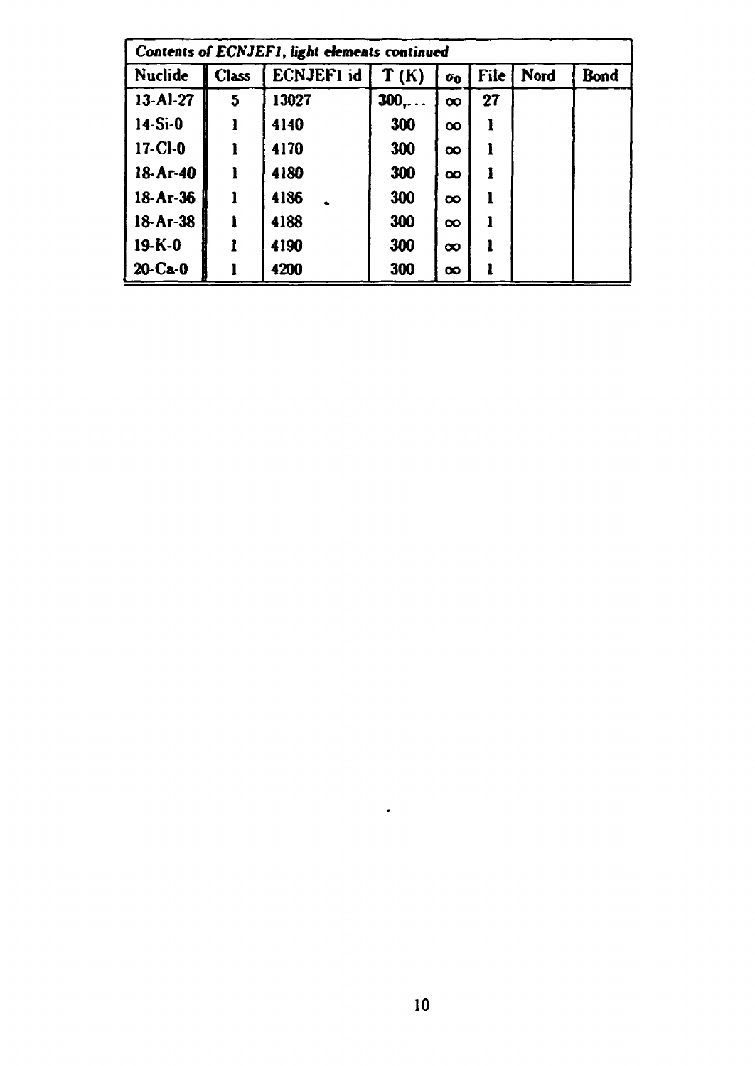| *Contents of ECNJEF1, light elements continued* | | | | | | | |
|---|---|---|---|---|---|---|---|
| Nuclide | Class | ECNJEF1 id | T (K) | $\sigma_0$ | File | Nord | Bond |
| 13-Al-27 | 5 | 13027 | 300,... | $\infty$ | 27 | | |
| 14-Si-0 | 1 | 4140 | 300 | $\infty$ | 1 | | |
| 17-Cl-0 | 1 | 4170 | 300 | $\infty$ | 1 | | |
| 18-Ar-40 | 1 | 4180 | 300 | $\infty$ | 1 | | |
| 18-Ar-36 | 1 | 4186 | 300 | $\infty$ | 1 | | |
| 18-Ar-38 | 1 | 4188 | 300 | $\infty$ | 1 | | |
| 19-K-0 | 1 | 4190 | 300 | $\infty$ | 1 | | |
| 20-Ca-0 | 1 | 4200 | 300 | $\infty$ | 1 | | |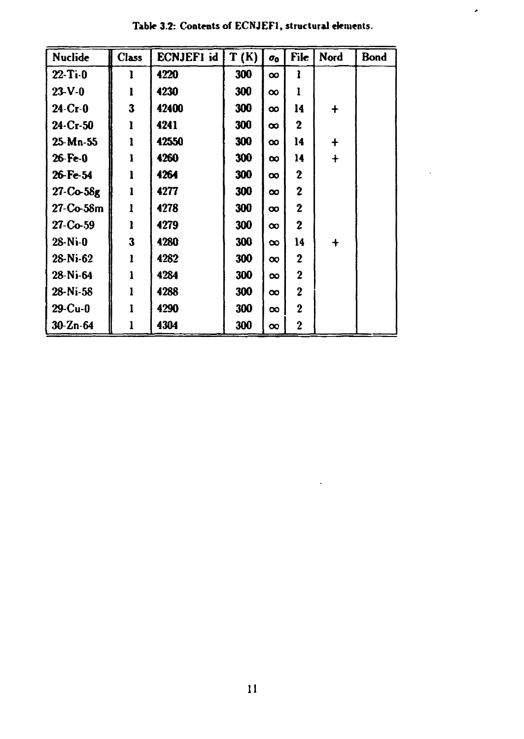Table 3.2: Contents of ECNJEF1, structural elements.

| Nuclide | Class | ECNJEF1 id | T (K) | $\sigma_0$ | File | Nord | Bond |
|---|---|---|---|---|---|---|---|
| 22-Ti-0 | 1 | 4220 | 300 | $\infty$ | 1 | | |
| 23-V-0 | 1 | 4230 | 300 | $\infty$ | 1 | | |
| 24-Cr-0 | 3 | 42400 | 300 | $\infty$ | 14 | + | |
| 24-Cr-50 | 1 | 4241 | 300 | $\infty$ | 2 | | |
| 25-Mn-55 | 1 | 42550 | 300 | $\infty$ | 14 | + | |
| 26-Fe-0 | 1 | 4260 | 300 | $\infty$ | 14 | + | |
| 26-Fe-54 | 1 | 4264 | 300 | $\infty$ | 2 | | |
| 27-Co-58g | 1 | 4277 | 300 | $\infty$ | 2 | | |
| 27-Co-58m | 1 | 4278 | 300 | $\infty$ | 2 | | |
| 27-Co-59 | 1 | 4279 | 300 | $\infty$ | 2 | | |
| 28-Ni-0 | 3 | 4280 | 300 | $\infty$ | 14 | + | |
| 28-Ni-62 | 1 | 4282 | 300 | $\infty$ | 2 | | |
| 28-Ni-64 | 1 | 4284 | 300 | $\infty$ | 2 | | |
| 28-Ni-58 | 1 | 4288 | 300 | $\infty$ | 2 | | |
| 29-Cu-0 | 1 | 4290 | 300 | $\infty$ | 2 | | |
| 30-Zn-64 | 1 | 4304 | 300 | $\infty$ | 2 | | |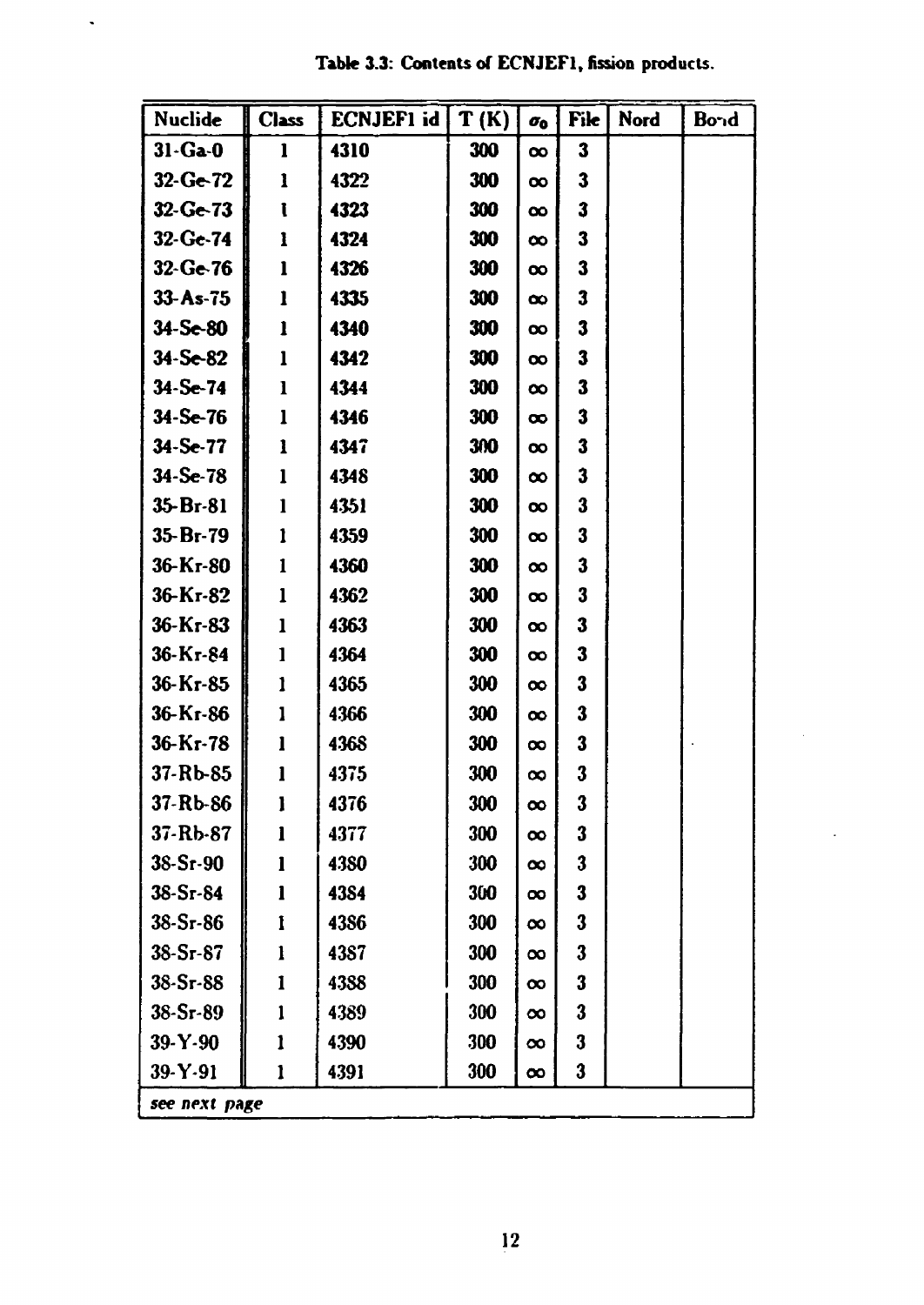**Table 3.3: Contents of ECNJEF1, fission products.**

| Nuclide | Class | ECNJEF1 id | T (K) | $\sigma_0$ | File | Nord | Bond |
|---|---|---|---|---|---|---|---|
| 31-Ga-0 | 1 | 4310 | 300 | $\infty$ | 3 | | |
| 32-Ge-72 | 1 | 4322 | 300 | $\infty$ | 3 | | |
| 32-Ge-73 | 1 | 4323 | 300 | $\infty$ | 3 | | |
| 32-Ge-74 | 1 | 4324 | 300 | $\infty$ | 3 | | |
| 32-Ge-76 | 1 | 4326 | 300 | $\infty$ | 3 | | |
| 33-As-75 | 1 | 4335 | 300 | $\infty$ | 3 | | |
| 34-Se-80 | 1 | 4340 | 300 | $\infty$ | 3 | | |
| 34-Se-82 | 1 | 4342 | 300 | $\infty$ | 3 | | |
| 34-Se-74 | 1 | 4344 | 300 | $\infty$ | 3 | | |
| 34-Se-76 | 1 | 4346 | 300 | $\infty$ | 3 | | |
| 34-Se-77 | 1 | 4347 | 300 | $\infty$ | 3 | | |
| 34-Se-78 | 1 | 4348 | 300 | $\infty$ | 3 | | |
| 35-Br-81 | 1 | 4351 | 300 | $\infty$ | 3 | | |
| 35-Br-79 | 1 | 4359 | 300 | $\infty$ | 3 | | |
| 36-Kr-80 | 1 | 4360 | 300 | $\infty$ | 3 | | |
| 36-Kr-82 | 1 | 4362 | 300 | $\infty$ | 3 | | |
| 36-Kr-83 | 1 | 4363 | 300 | $\infty$ | 3 | | |
| 36-Kr-84 | 1 | 4364 | 300 | $\infty$ | 3 | | |
| 36-Kr-85 | 1 | 4365 | 300 | $\infty$ | 3 | | |
| 36-Kr-86 | 1 | 4366 | 300 | $\infty$ | 3 | | |
| 36-Kr-78 | 1 | 4368 | 300 | $\infty$ | 3 | | |
| 37-Rb-85 | 1 | 4375 | 300 | $\infty$ | 3 | | |
| 37-Rb-86 | 1 | 4376 | 300 | $\infty$ | 3 | | |
| 37-Rb-87 | 1 | 4377 | 300 | $\infty$ | 3 | | |
| 38-Sr-90 | 1 | 4380 | 300 | $\infty$ | 3 | | |
| 38-Sr-84 | 1 | 4384 | 300 | $\infty$ | 3 | | |
| 38-Sr-86 | 1 | 4386 | 300 | $\infty$ | 3 | | |
| 38-Sr-87 | 1 | 4387 | 300 | $\infty$ | 3 | | |
| 38-Sr-88 | 1 | 4388 | 300 | $\infty$ | 3 | | |
| 38-Sr-89 | 1 | 4389 | 300 | $\infty$ | 3 | | |
| 39-Y-90 | 1 | 4390 | 300 | $\infty$ | 3 | | |
| 39-Y-91 | 1 | 4391 | 300 | $\infty$ | 3 | | |

*see next page*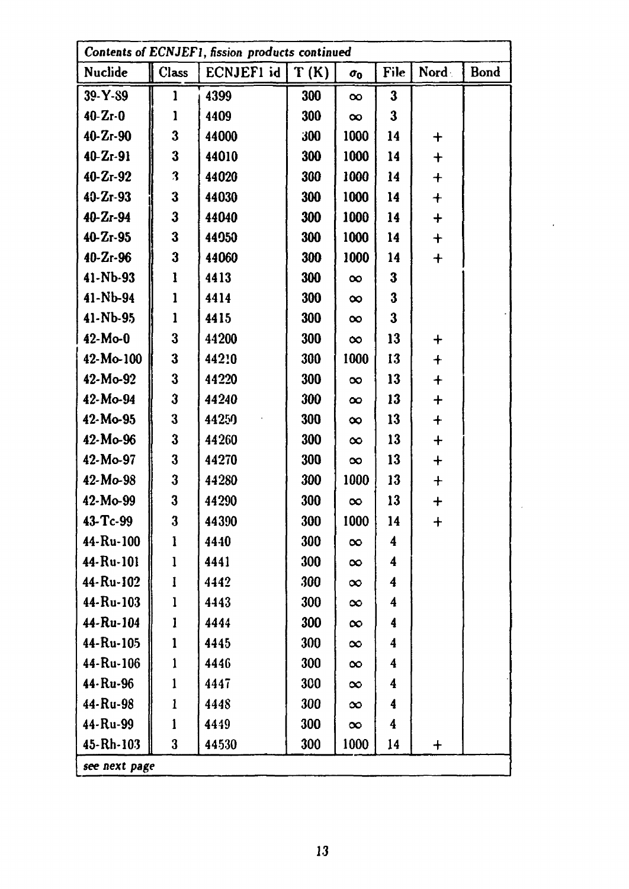| *Contents of ECNJEF1, fission products continued* | | | | | | | |
|---|---|---|---|---|---|---|---|
| Nuclide | Class | ECNJEF1 id | T (K) | $\sigma_0$ | File | Nord | Bond |
| 39-Y-89 | 1 | 4399 | 300 | $\infty$ | 3 | | |
| 40-Zr-0 | 1 | 4409 | 300 | $\infty$ | 3 | | |
| 40-Zr-90 | 3 | 44000 | 300 | 1000 | 14 | + | |
| 40-Zr-91 | 3 | 44010 | 300 | 1000 | 14 | + | |
| 40-Zr-92 | 3 | 44020 | 300 | 1000 | 14 | + | |
| 40-Zr-93 | 3 | 44030 | 300 | 1000 | 14 | + | |
| 40-Zr-94 | 3 | 44040 | 300 | 1000 | 14 | + | |
| 40-Zr-95 | 3 | 44050 | 300 | 1000 | 14 | + | |
| 40-Zr-96 | 3 | 44060 | 300 | 1000 | 14 | + | |
| 41-Nb-93 | 1 | 4413 | 300 | $\infty$ | 3 | | |
| 41-Nb-94 | 1 | 4414 | 300 | $\infty$ | 3 | | |
| 41-Nb-95 | 1 | 4415 | 300 | $\infty$ | 3 | | |
| 42-Mo-0 | 3 | 44200 | 300 | $\infty$ | 13 | + | |
| 42-Mo-100 | 3 | 44210 | 300 | 1000 | 13 | + | |
| 42-Mo-92 | 3 | 44220 | 300 | $\infty$ | 13 | + | |
| 42-Mo-94 | 3 | 44240 | 300 | $\infty$ | 13 | + | |
| 42-Mo-95 | 3 | 44250 | 300 | $\infty$ | 13 | + | |
| 42-Mo-96 | 3 | 44260 | 300 | $\infty$ | 13 | + | |
| 42-Mo-97 | 3 | 44270 | 300 | $\infty$ | 13 | + | |
| 42-Mo-98 | 3 | 44280 | 300 | 1000 | 13 | + | |
| 42-Mo-99 | 3 | 44290 | 300 | $\infty$ | 13 | + | |
| 43-Tc-99 | 3 | 44390 | 300 | 1000 | 14 | + | |
| 44-Ru-100 | 1 | 4440 | 300 | $\infty$ | 4 | | |
| 44-Ru-101 | 1 | 4441 | 300 | $\infty$ | 4 | | |
| 44-Ru-102 | 1 | 4442 | 300 | $\infty$ | 4 | | |
| 44-Ru-103 | 1 | 4443 | 300 | $\infty$ | 4 | | |
| 44-Ru-104 | 1 | 4444 | 300 | $\infty$ | 4 | | |
| 44-Ru-105 | 1 | 4445 | 300 | $\infty$ | 4 | | |
| 44-Ru-106 | 1 | 4446 | 300 | $\infty$ | 4 | | |
| 44-Ru-96 | 1 | 4447 | 300 | $\infty$ | 4 | | |
| 44-Ru-98 | 1 | 4448 | 300 | $\infty$ | 4 | | |
| 44-Ru-99 | 1 | 4449 | 300 | $\infty$ | 4 | | |
| 45-Rh-103 | 3 | 44530 | 300 | 1000 | 14 | + | |
| *see next page* | | | | | | | |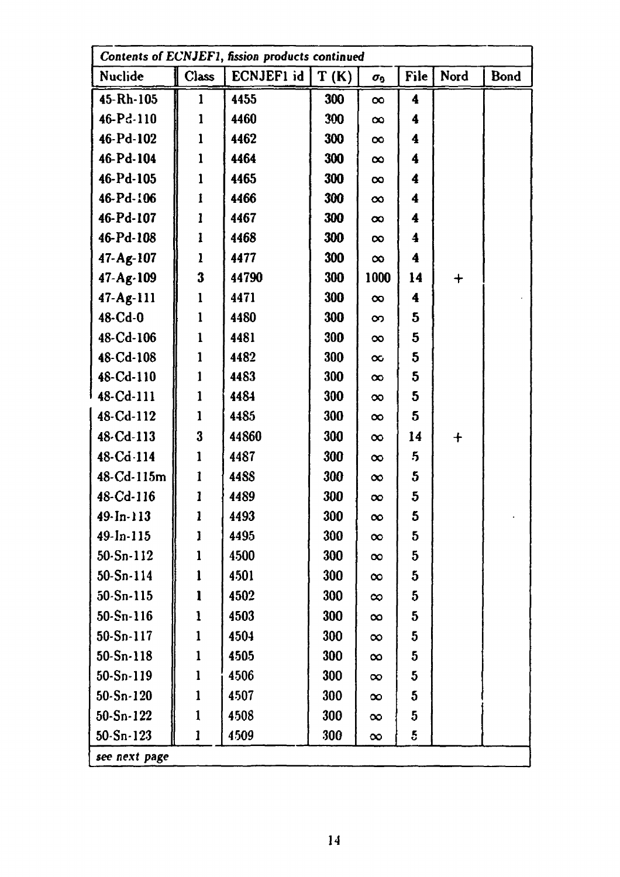| *Contents of ECNJEF1, fission products continued* | | | | | | | |
|---|---|---|---|---|---|---|---|
| Nuclide | Class | ECNJEF1 id | T (K) | $\sigma_0$ | File | Nord | Bond |
| 45-Rh-105 | 1 | 4455 | 300 | $\infty$ | 4 | | |
| 46-Pd-110 | 1 | 4460 | 300 | $\infty$ | 4 | | |
| 46-Pd-102 | 1 | 4462 | 300 | $\infty$ | 4 | | |
| 46-Pd-104 | 1 | 4464 | 300 | $\infty$ | 4 | | |
| 46-Pd-105 | 1 | 4465 | 300 | $\infty$ | 4 | | |
| 46-Pd-106 | 1 | 4466 | 300 | $\infty$ | 4 | | |
| 46-Pd-107 | 1 | 4467 | 300 | $\infty$ | 4 | | |
| 46-Pd-108 | 1 | 4468 | 300 | $\infty$ | 4 | | |
| 47-Ag-107 | 1 | 4477 | 300 | $\infty$ | 4 | | |
| 47-Ag-109 | 3 | 44790 | 300 | 1000 | 14 | + | |
| 47-Ag-111 | 1 | 4471 | 300 | $\infty$ | 4 | | |
| 48-Cd-0 | 1 | 4480 | 300 | $\infty$ | 5 | | |
| 48-Cd-106 | 1 | 4481 | 300 | $\infty$ | 5 | | |
| 48-Cd-108 | 1 | 4482 | 300 | $\infty$ | 5 | | |
| 48-Cd-110 | 1 | 4483 | 300 | $\infty$ | 5 | | |
| 48-Cd-111 | 1 | 4484 | 300 | $\infty$ | 5 | | |
| 48-Cd-112 | 1 | 4485 | 300 | $\infty$ | 5 | | |
| 48-Cd-113 | 3 | 44860 | 300 | $\infty$ | 14 | + | |
| 48-Cd-114 | 1 | 4487 | 300 | $\infty$ | 5 | | |
| 48-Cd-115m | 1 | 4488 | 300 | $\infty$ | 5 | | |
| 48-Cd-116 | 1 | 4489 | 300 | $\infty$ | 5 | | |
| 49-In-113 | 1 | 4493 | 300 | $\infty$ | 5 | | |
| 49-In-115 | 1 | 4495 | 300 | $\infty$ | 5 | | |
| 50-Sn-112 | 1 | 4500 | 300 | $\infty$ | 5 | | |
| 50-Sn-114 | 1 | 4501 | 300 | $\infty$ | 5 | | |
| 50-Sn-115 | 1 | 4502 | 300 | $\infty$ | 5 | | |
| 50-Sn-116 | 1 | 4503 | 300 | $\infty$ | 5 | | |
| 50-Sn-117 | 1 | 4504 | 300 | $\infty$ | 5 | | |
| 50-Sn-118 | 1 | 4505 | 300 | $\infty$ | 5 | | |
| 50-Sn-119 | 1 | 4506 | 300 | $\infty$ | 5 | | |
| 50-Sn-120 | 1 | 4507 | 300 | $\infty$ | 5 | | |
| 50-Sn-122 | 1 | 4508 | 300 | $\infty$ | 5 | | |
| 50-Sn-123 | 1 | 4509 | 300 | $\infty$ | 5 | | |
| *see next page* | | | | | | | |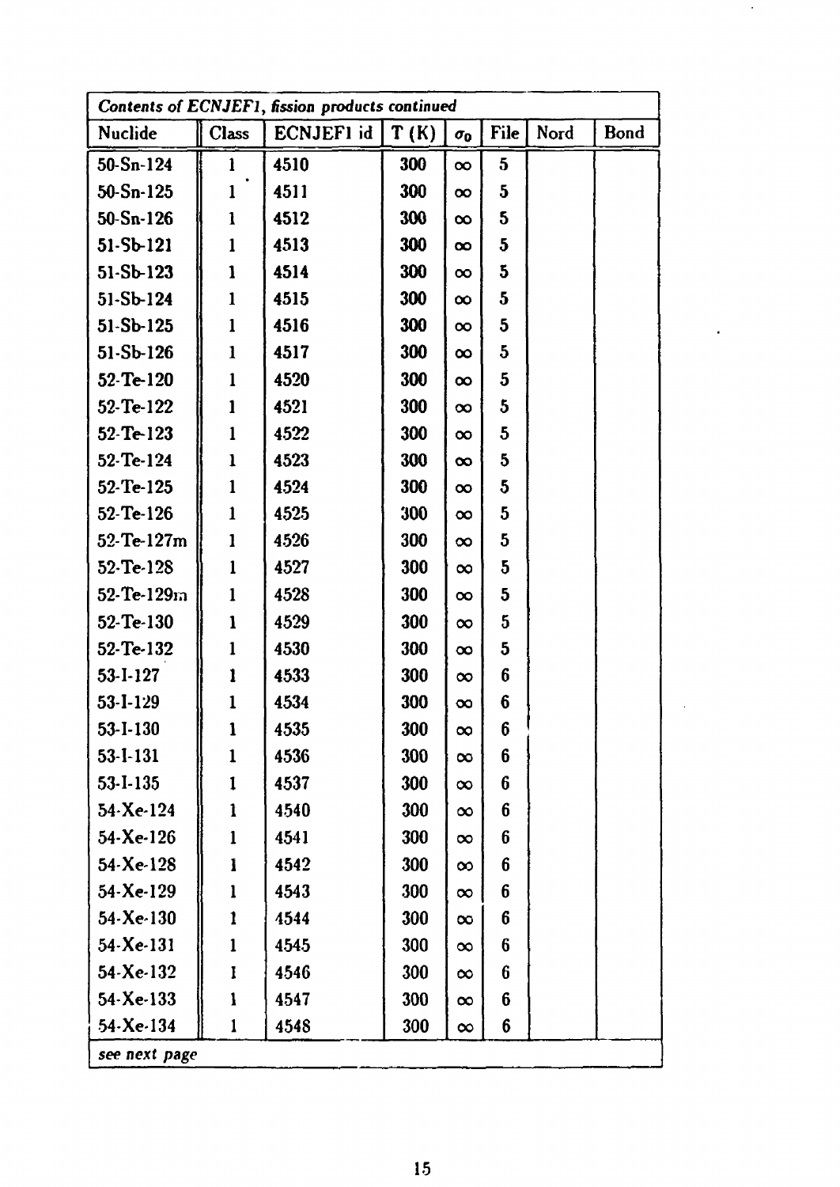| *Contents of ECNJEF1, fission products continued* | | | | | | | |
|---|---|---|---|---|---|---|---|
| Nuclide | Class | ECNJEF1 id | T (K) | $\sigma_0$ | File | Nord | Bond |
| 50-Sn-124 | 1 | 4510 | 300 | $\infty$ | 5 | | |
| 50-Sn-125 | 1 | 4511 | 300 | $\infty$ | 5 | | |
| 50-Sn-126 | 1 | 4512 | 300 | $\infty$ | 5 | | |
| 51-Sb-121 | 1 | 4513 | 300 | $\infty$ | 5 | | |
| 51-Sb-123 | 1 | 4514 | 300 | $\infty$ | 5 | | |
| 51-Sb-124 | 1 | 4515 | 300 | $\infty$ | 5 | | |
| 51-Sb-125 | 1 | 4516 | 300 | $\infty$ | 5 | | |
| 51-Sb-126 | 1 | 4517 | 300 | $\infty$ | 5 | | |
| 52-Te-120 | 1 | 4520 | 300 | $\infty$ | 5 | | |
| 52-Te-122 | 1 | 4521 | 300 | $\infty$ | 5 | | |
| 52-Te-123 | 1 | 4522 | 300 | $\infty$ | 5 | | |
| 52-Te-124 | 1 | 4523 | 300 | $\infty$ | 5 | | |
| 52-Te-125 | 1 | 4524 | 300 | $\infty$ | 5 | | |
| 52-Te-126 | 1 | 4525 | 300 | $\infty$ | 5 | | |
| 52-Te-127m | 1 | 4526 | 300 | $\infty$ | 5 | | |
| 52-Te-128 | 1 | 4527 | 300 | $\infty$ | 5 | | |
| 52-Te-129m | 1 | 4528 | 300 | $\infty$ | 5 | | |
| 52-Te-130 | 1 | 4529 | 300 | $\infty$ | 5 | | |
| 52-Te-132 | 1 | 4530 | 300 | $\infty$ | 5 | | |
| 53-I-127 | 1 | 4533 | 300 | $\infty$ | 6 | | |
| 53-I-129 | 1 | 4534 | 300 | $\infty$ | 6 | | |
| 53-I-130 | 1 | 4535 | 300 | $\infty$ | 6 | | |
| 53-I-131 | 1 | 4536 | 300 | $\infty$ | 6 | | |
| 53-I-135 | 1 | 4537 | 300 | $\infty$ | 6 | | |
| 54-Xe-124 | 1 | 4540 | 300 | $\infty$ | 6 | | |
| 54-Xe-126 | 1 | 4541 | 300 | $\infty$ | 6 | | |
| 54-Xe-128 | 1 | 4542 | 300 | $\infty$ | 6 | | |
| 54-Xe-129 | 1 | 4543 | 300 | $\infty$ | 6 | | |
| 54-Xe-130 | 1 | 4544 | 300 | $\infty$ | 6 | | |
| 54-Xe-131 | 1 | 4545 | 300 | $\infty$ | 6 | | |
| 54-Xe-132 | 1 | 4546 | 300 | $\infty$ | 6 | | |
| 54-Xe-133 | 1 | 4547 | 300 | $\infty$ | 6 | | |
| 54-Xe-134 | 1 | 4548 | 300 | $\infty$ | 6 | | |
| *see next page* | | | | | | | |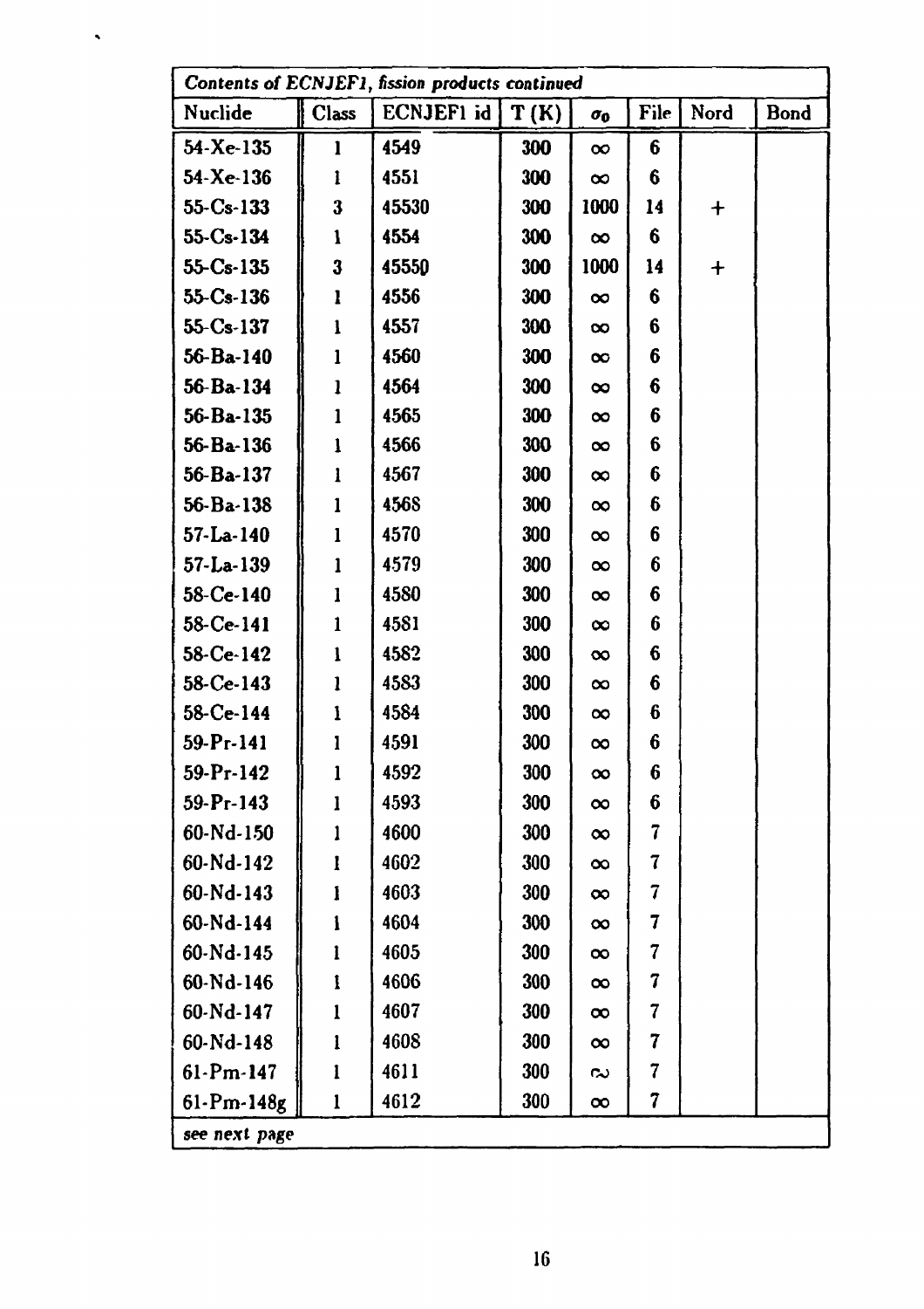| *Contents of ECNJEF1, fission products continued* | | | | | | | |
|---|---|---|---|---|---|---|---|
| Nuclide | Class | ECNJEF1 id | T (K) | $\sigma_0$ | File | Nord | Bond |
| 54-Xe-135 | 1 | 4549 | 300 | $\infty$ | 6 | | |
| 54-Xe-136 | 1 | 4551 | 300 | $\infty$ | 6 | | |
| 55-Cs-133 | 3 | 45530 | 300 | 1000 | 14 | + | |
| 55-Cs-134 | 1 | 4554 | 300 | $\infty$ | 6 | | |
| 55-Cs-135 | 3 | 45550 | 300 | 1000 | 14 | + | |
| 55-Cs-136 | 1 | 4556 | 300 | $\infty$ | 6 | | |
| 55-Cs-137 | 1 | 4557 | 300 | $\infty$ | 6 | | |
| 56-Ba-140 | 1 | 4560 | 300 | $\infty$ | 6 | | |
| 56-Ba-134 | 1 | 4564 | 300 | $\infty$ | 6 | | |
| 56-Ba-135 | 1 | 4565 | 300 | $\infty$ | 6 | | |
| 56-Ba-136 | 1 | 4566 | 300 | $\infty$ | 6 | | |
| 56-Ba-137 | 1 | 4567 | 300 | $\infty$ | 6 | | |
| 56-Ba-138 | 1 | 4568 | 300 | $\infty$ | 6 | | |
| 57-La-140 | 1 | 4570 | 300 | $\infty$ | 6 | | |
| 57-La-139 | 1 | 4579 | 300 | $\infty$ | 6 | | |
| 58-Ce-140 | 1 | 4580 | 300 | $\infty$ | 6 | | |
| 58-Ce-141 | 1 | 4581 | 300 | $\infty$ | 6 | | |
| 58-Ce-142 | 1 | 4582 | 300 | $\infty$ | 6 | | |
| 58-Ce-143 | 1 | 4583 | 300 | $\infty$ | 6 | | |
| 58-Ce-144 | 1 | 4584 | 300 | $\infty$ | 6 | | |
| 59-Pr-141 | 1 | 4591 | 300 | $\infty$ | 6 | | |
| 59-Pr-142 | 1 | 4592 | 300 | $\infty$ | 6 | | |
| 59-Pr-143 | 1 | 4593 | 300 | $\infty$ | 6 | | |
| 60-Nd-150 | 1 | 4600 | 300 | $\infty$ | 7 | | |
| 60-Nd-142 | 1 | 4602 | 300 | $\infty$ | 7 | | |
| 60-Nd-143 | 1 | 4603 | 300 | $\infty$ | 7 | | |
| 60-Nd-144 | 1 | 4604 | 300 | $\infty$ | 7 | | |
| 60-Nd-145 | 1 | 4605 | 300 | $\infty$ | 7 | | |
| 60-Nd-146 | 1 | 4606 | 300 | $\infty$ | 7 | | |
| 60-Nd-147 | 1 | 4607 | 300 | $\infty$ | 7 | | |
| 60-Nd-148 | 1 | 4608 | 300 | $\infty$ | 7 | | |
| 61-Pm-147 | 1 | 4611 | 300 | $\infty$ | 7 | | |
| 61-Pm-148g | 1 | 4612 | 300 | $\infty$ | 7 | | |
| *see next page* | | | | | | | |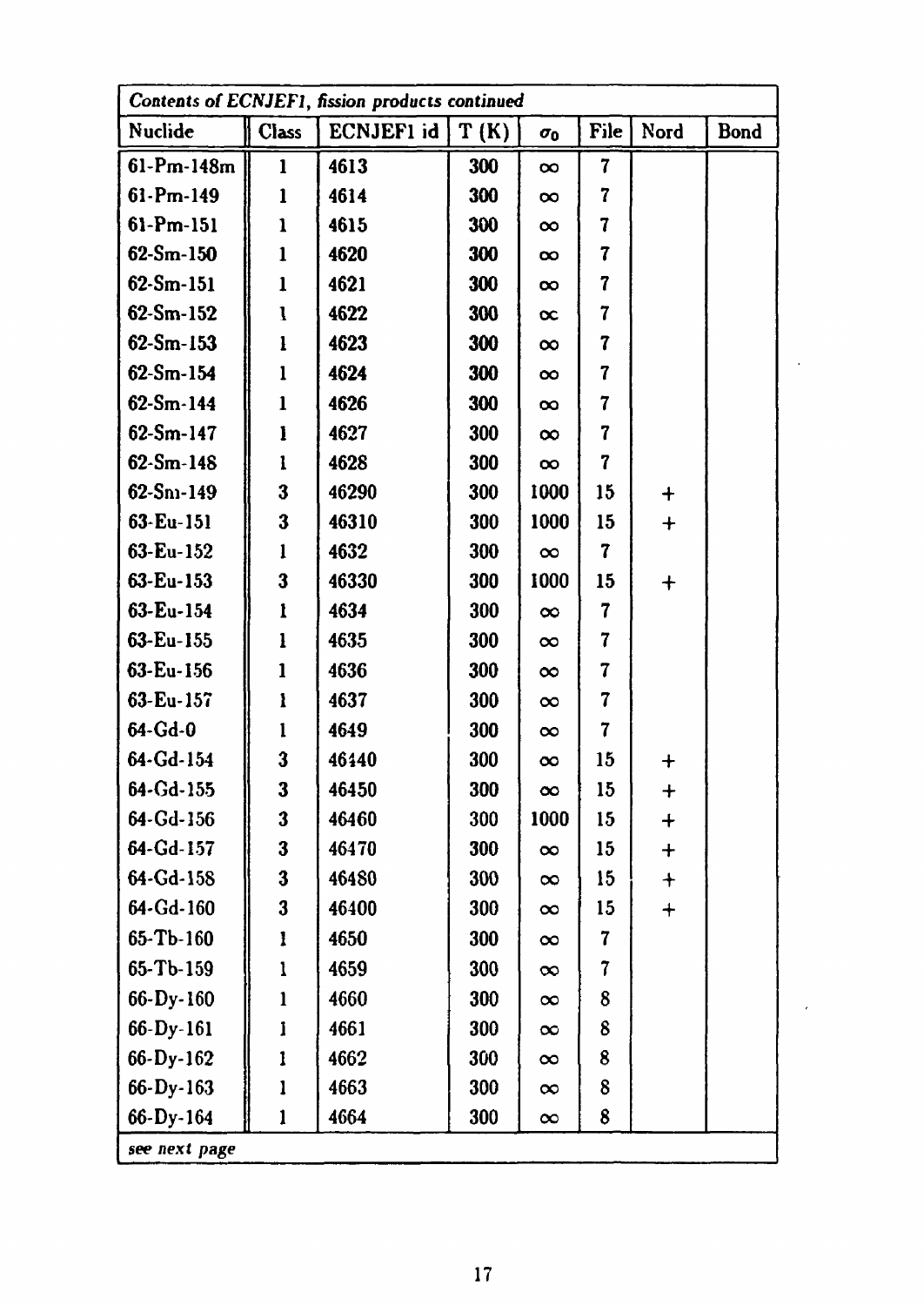| *Contents of ECNJEF1, fission products continued* | | | | | | | |
|---|---|---|---|---|---|---|---|
| Nuclide | Class | ECNJEF1 id | T (K) | $\sigma_0$ | File | Nord | Bond |
| 61-Pm-148m | 1 | 4613 | 300 | $\infty$ | 7 | | |
| 61-Pm-149 | 1 | 4614 | 300 | $\infty$ | 7 | | |
| 61-Pm-151 | 1 | 4615 | 300 | $\infty$ | 7 | | |
| 62-Sm-150 | 1 | 4620 | 300 | $\infty$ | 7 | | |
| 62-Sm-151 | 1 | 4621 | 300 | $\infty$ | 7 | | |
| 62-Sm-152 | 1 | 4622 | 300 | $\infty$ | 7 | | |
| 62-Sm-153 | 1 | 4623 | 300 | $\infty$ | 7 | | |
| 62-Sm-154 | 1 | 4624 | 300 | $\infty$ | 7 | | |
| 62-Sm-144 | 1 | 4626 | 300 | $\infty$ | 7 | | |
| 62-Sm-147 | 1 | 4627 | 300 | $\infty$ | 7 | | |
| 62-Sm-148 | 1 | 4628 | 300 | $\infty$ | 7 | | |
| 62-Sm-149 | 3 | 46290 | 300 | 1000 | 15 | + | |
| 63-Eu-151 | 3 | 46310 | 300 | 1000 | 15 | + | |
| 63-Eu-152 | 1 | 4632 | 300 | $\infty$ | 7 | | |
| 63-Eu-153 | 3 | 46330 | 300 | 1000 | 15 | + | |
| 63-Eu-154 | 1 | 4634 | 300 | $\infty$ | 7 | | |
| 63-Eu-155 | 1 | 4635 | 300 | $\infty$ | 7 | | |
| 63-Eu-156 | 1 | 4636 | 300 | $\infty$ | 7 | | |
| 63-Eu-157 | 1 | 4637 | 300 | $\infty$ | 7 | | |
| 64-Gd-0 | 1 | 4649 | 300 | $\infty$ | 7 | | |
| 64-Gd-154 | 3 | 46440 | 300 | $\infty$ | 15 | + | |
| 64-Gd-155 | 3 | 46450 | 300 | $\infty$ | 15 | + | |
| 64-Gd-156 | 3 | 46460 | 300 | 1000 | 15 | + | |
| 64-Gd-157 | 3 | 46470 | 300 | $\infty$ | 15 | + | |
| 64-Gd-158 | 3 | 46480 | 300 | $\infty$ | 15 | + | |
| 64-Gd-160 | 3 | 46400 | 300 | $\infty$ | 15 | + | |
| 65-Tb-160 | 1 | 4650 | 300 | $\infty$ | 7 | | |
| 65-Tb-159 | 1 | 4659 | 300 | $\infty$ | 7 | | |
| 66-Dy-160 | 1 | 4660 | 300 | $\infty$ | 8 | | |
| 66-Dy-161 | 1 | 4661 | 300 | $\infty$ | 8 | | |
| 66-Dy-162 | 1 | 4662 | 300 | $\infty$ | 8 | | |
| 66-Dy-163 | 1 | 4663 | 300 | $\infty$ | 8 | | |
| 66-Dy-164 | 1 | 4664 | 300 | $\infty$ | 8 | | |
| *see next page* | | | | | | | |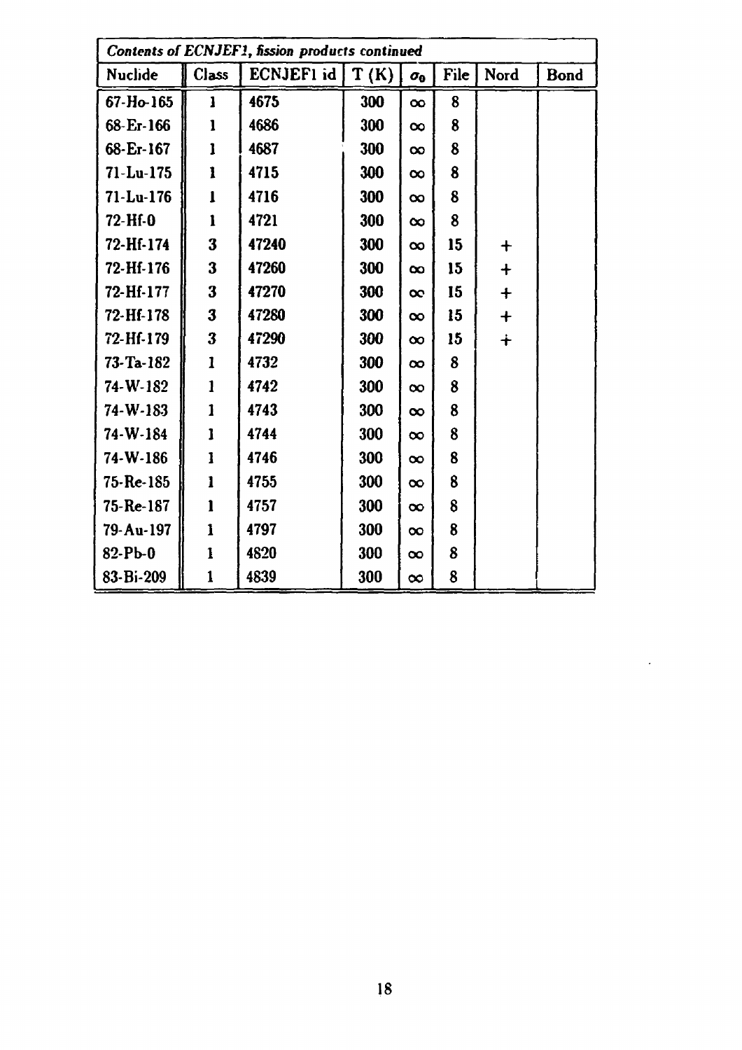| *Contents of ECNJEF1, fission products continued* | | | | | | | |
|---|---|---|---|---|---|---|---|
| Nuclide | Class | ECNJEF1 id | T (K) | $\sigma_0$ | File | Nord | Bond |
| 67-Ho-165 | 1 | 4675 | 300 | $\infty$ | 8 | | |
| 68-Er-166 | 1 | 4686 | 300 | $\infty$ | 8 | | |
| 68-Er-167 | 1 | 4687 | 300 | $\infty$ | 8 | | |
| 71-Lu-175 | 1 | 4715 | 300 | $\infty$ | 8 | | |
| 71-Lu-176 | 1 | 4716 | 300 | $\infty$ | 8 | | |
| 72-Hf-0 | 1 | 4721 | 300 | $\infty$ | 8 | | |
| 72-Hf-174 | 3 | 47240 | 300 | $\infty$ | 15 | + | |
| 72-Hf-176 | 3 | 47260 | 300 | $\infty$ | 15 | + | |
| 72-Hf-177 | 3 | 47270 | 300 | $\infty$ | 15 | + | |
| 72-Hf-178 | 3 | 47280 | 300 | $\infty$ | 15 | + | |
| 72-Hf-179 | 3 | 47290 | 300 | $\infty$ | 15 | + | |
| 73-Ta-182 | 1 | 4732 | 300 | $\infty$ | 8 | | |
| 74-W-182 | 1 | 4742 | 300 | $\infty$ | 8 | | |
| 74-W-183 | 1 | 4743 | 300 | $\infty$ | 8 | | |
| 74-W-184 | 1 | 4744 | 300 | $\infty$ | 8 | | |
| 74-W-186 | 1 | 4746 | 300 | $\infty$ | 8 | | |
| 75-Re-185 | 1 | 4755 | 300 | $\infty$ | 8 | | |
| 75-Re-187 | 1 | 4757 | 300 | $\infty$ | 8 | | |
| 79-Au-197 | 1 | 4797 | 300 | $\infty$ | 8 | | |
| 82-Pb-0 | 1 | 4820 | 300 | $\infty$ | 8 | | |
| 83-Bi-209 | 1 | 4839 | 300 | $\infty$ | 8 | | |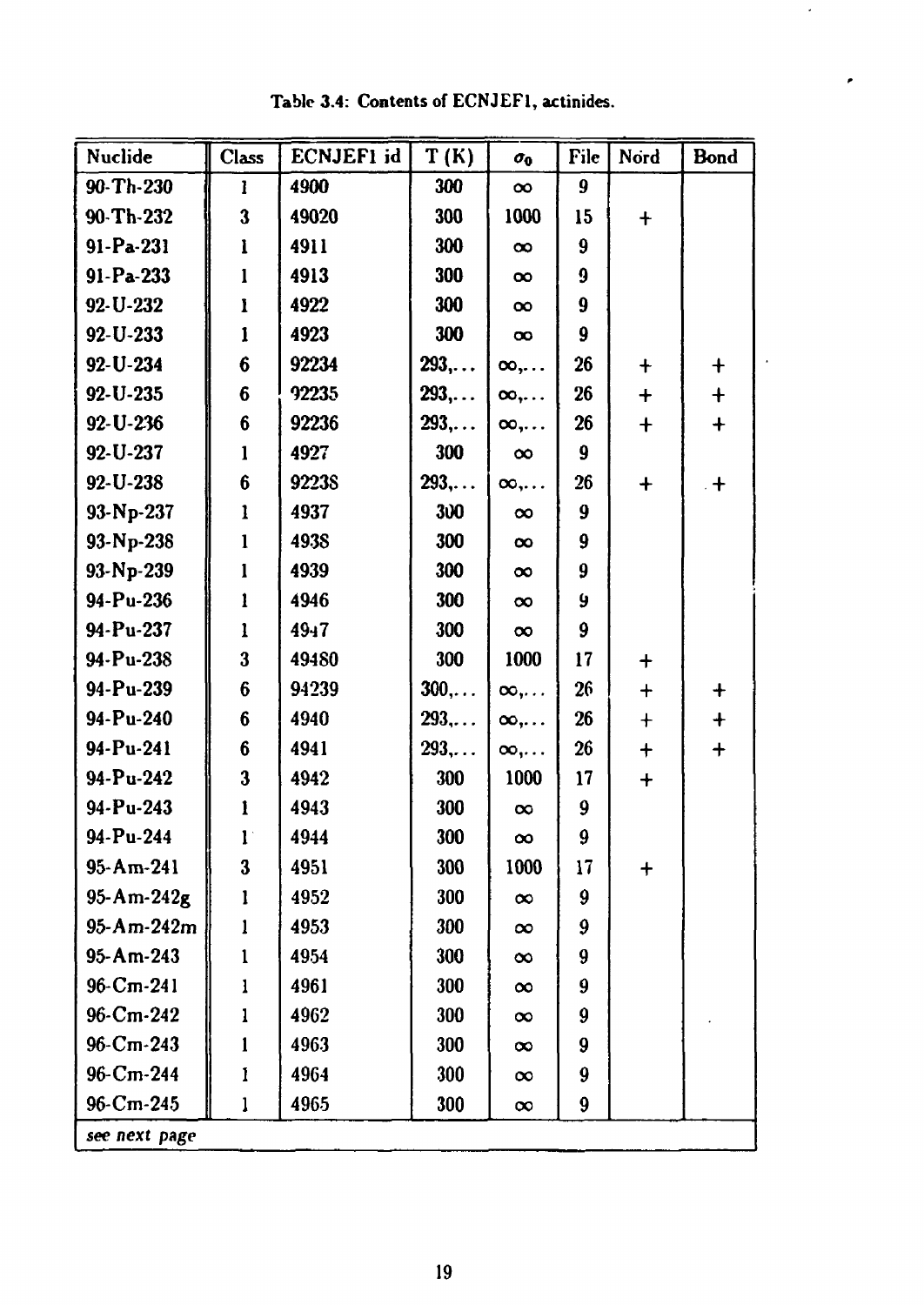Table 3.4: Contents of ECNJEF1, actinides.

| Nuclide | Class | ECNJEF1 id | T (K) | $\sigma_0$ | File | Nord | Bond |
|---|---|---|---|---|---|---|---|
| 90-Th-230 | 1 | 4900 | 300 | $\infty$ | 9 | | |
| 90-Th-232 | 3 | 49020 | 300 | 1000 | 15 | + | |
| 91-Pa-231 | 1 | 4911 | 300 | $\infty$ | 9 | | |
| 91-Pa-233 | 1 | 4913 | 300 | $\infty$ | 9 | | |
| 92-U-232 | 1 | 4922 | 300 | $\infty$ | 9 | | |
| 92-U-233 | 1 | 4923 | 300 | $\infty$ | 9 | | |
| 92-U-234 | 6 | 92234 | 293,... | $\infty$,... | 26 | + | + |
| 92-U-235 | 6 | 92235 | 293,... | $\infty$,... | 26 | + | + |
| 92-U-236 | 6 | 92236 | 293,... | $\infty$,... | 26 | + | + |
| 92-U-237 | 1 | 4927 | 300 | $\infty$ | 9 | | |
| 92-U-238 | 6 | 92238 | 293,... | $\infty$,... | 26 | + | + |
| 93-Np-237 | 1 | 4937 | 300 | $\infty$ | 9 | | |
| 93-Np-238 | 1 | 4938 | 300 | $\infty$ | 9 | | |
| 93-Np-239 | 1 | 4939 | 300 | $\infty$ | 9 | | |
| 94-Pu-236 | 1 | 4946 | 300 | $\infty$ | 9 | | |
| 94-Pu-237 | 1 | 4947 | 300 | $\infty$ | 9 | | |
| 94-Pu-238 | 3 | 49480 | 300 | 1000 | 17 | + | |
| 94-Pu-239 | 6 | 94239 | 300,... | $\infty$,... | 26 | + | + |
| 94-Pu-240 | 6 | 4940 | 293,... | $\infty$,... | 26 | + | + |
| 94-Pu-241 | 6 | 4941 | 293,... | $\infty$,... | 26 | + | + |
| 94-Pu-242 | 3 | 4942 | 300 | 1000 | 17 | + | |
| 94-Pu-243 | 1 | 4943 | 300 | $\infty$ | 9 | | |
| 94-Pu-244 | 1 | 4944 | 300 | $\infty$ | 9 | | |
| 95-Am-241 | 3 | 4951 | 300 | 1000 | 17 | + | |
| 95-Am-242g | 1 | 4952 | 300 | $\infty$ | 9 | | |
| 95-Am-242m | 1 | 4953 | 300 | $\infty$ | 9 | | |
| 95-Am-243 | 1 | 4954 | 300 | $\infty$ | 9 | | |
| 96-Cm-241 | 1 | 4961 | 300 | $\infty$ | 9 | | |
| 96-Cm-242 | 1 | 4962 | 300 | $\infty$ | 9 | | |
| 96-Cm-243 | 1 | 4963 | 300 | $\infty$ | 9 | | |
| 96-Cm-244 | 1 | 4964 | 300 | $\infty$ | 9 | | |
| 96-Cm-245 | 1 | 4965 | 300 | $\infty$ | 9 | | |
| *see next page* | | | | | | | |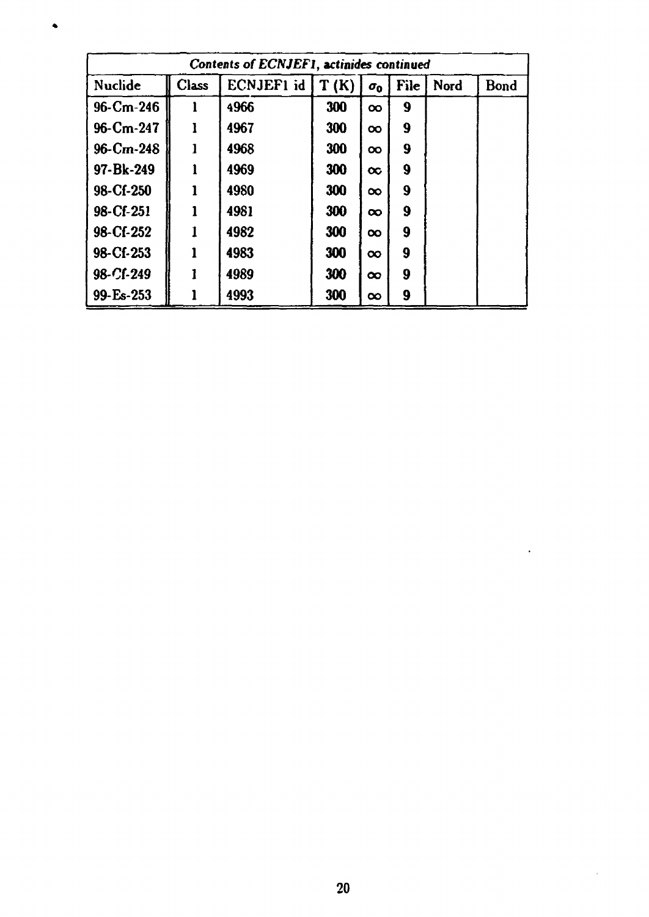| *Contents of ECNJEF1, actinides continued* | | | | | | | |
|---|---|---|---|---|---|---|---|
| Nuclide | Class | ECNJEF1 id | T (K) | $\sigma_0$ | File | Nord | Bond |
| 96-Cm-246 | 1 | 4966 | 300 | $\infty$ | 9 | | |
| 96-Cm-247 | 1 | 4967 | 300 | $\infty$ | 9 | | |
| 96-Cm-248 | 1 | 4968 | 300 | $\infty$ | 9 | | |
| 97-Bk-249 | 1 | 4969 | 300 | $\infty$ | 9 | | |
| 98-Cf-250 | 1 | 4980 | 300 | $\infty$ | 9 | | |
| 98-Cf-251 | 1 | 4981 | 300 | $\infty$ | 9 | | |
| 98-Cf-252 | 1 | 4982 | 300 | $\infty$ | 9 | | |
| 98-Cf-253 | 1 | 4983 | 300 | $\infty$ | 9 | | |
| 98-Cf-249 | 1 | 4989 | 300 | $\infty$ | 9 | | |
| 99-Es-253 | 1 | 4993 | 300 | $\infty$ | 9 | | |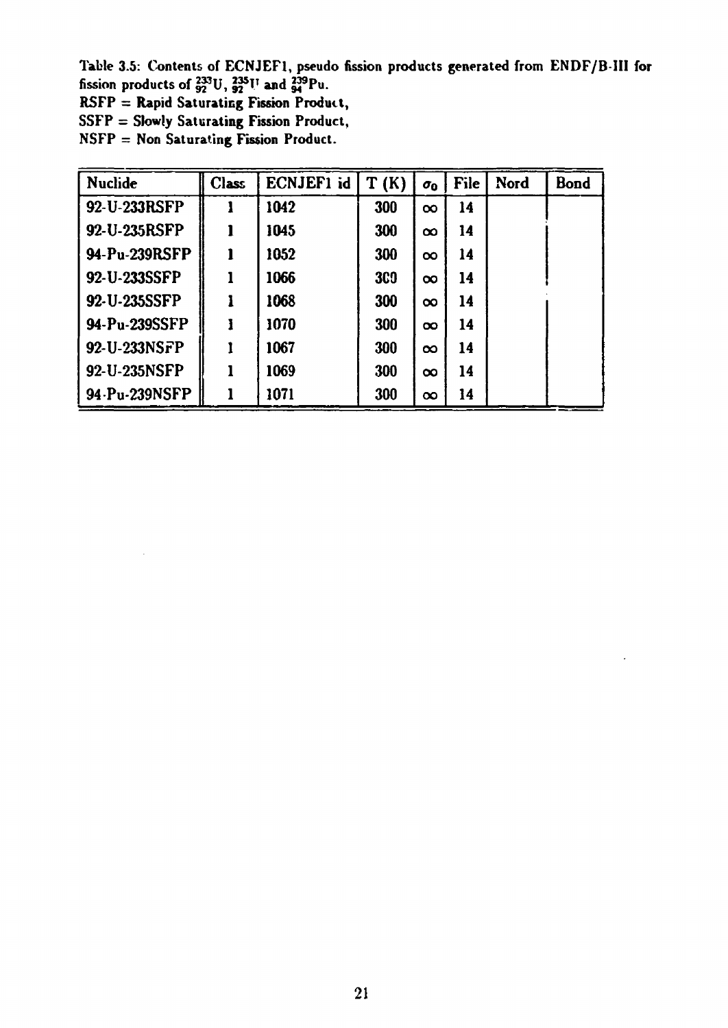Table 3.5: Contents of ECNJEF1, pseudo fission products generated from ENDF/B-III for fission products of $^{233}_{92}U$, $^{235}_{92}U$ and $^{239}_{94}Pu$.
RSFP = Rapid Saturating Fission Product,
SSFP = Slowly Saturating Fission Product,
NSFP = Non Saturating Fission Product.

| Nuclide | Class | ECNJEF1 id | T (K) | $\sigma_0$ | File | Nord | Bond |
|---|---|---|---|---|---|---|---|
| 92-U-233RSFP | 1 | 1042 | 300 | $\infty$ | 14 | | |
| 92-U-235RSFP | 1 | 1045 | 300 | $\infty$ | 14 | | |
| 94-Pu-239RSFP | 1 | 1052 | 300 | $\infty$ | 14 | | |
| 92-U-233SSFP | 1 | 1066 | 300 | $\infty$ | 14 | | |
| 92-U-235SSFP | 1 | 1068 | 300 | $\infty$ | 14 | | |
| 94-Pu-239SSFP | 1 | 1070 | 300 | $\infty$ | 14 | | |
| 92-U-233NSFP | 1 | 1067 | 300 | $\infty$ | 14 | | |
| 92-U-235NSFP | 1 | 1069 | 300 | $\infty$ | 14 | | |
| 94-Pu-239NSFP | 1 | 1071 | 300 | $\infty$ | 14 | | |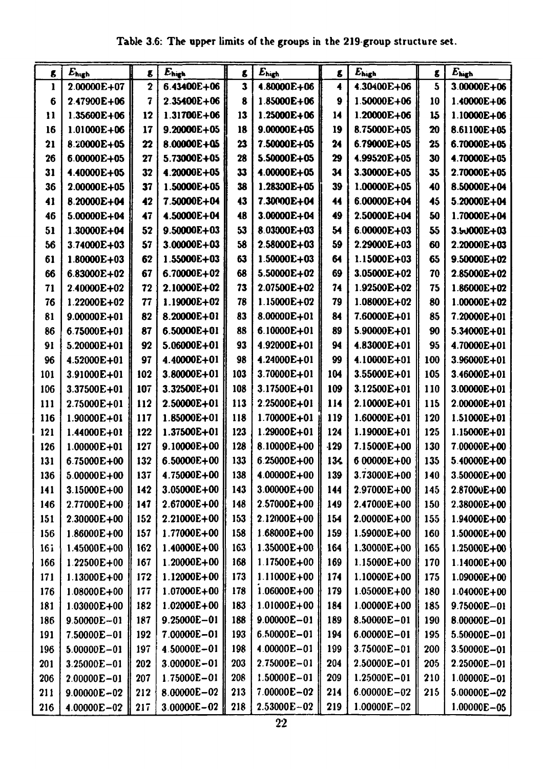Table 3.6: The upper limits of the groups in the 219-group structure set.

| g | $E_{high}$ | g | $E_{high}$ | g | $E_{high}$ | g | $E_{high}$ | g | $E_{high}$ |
|---|---|---|---|---|---|---|---|---|---|
| 1 | 2.00000E+07 | 2 | 6.43400E+06 | 3 | 4.80000E+06 | 4 | 4.30400E+06 | 5 | 3.00000E+06 |
| 6 | 2.47900E+06 | 7 | 2.35400E+06 | 8 | 1.85000E+06 | 9 | 1.50000E+06 | 10 | 1.40000E+06 |
| 11 | 1.35600E+06 | 12 | 1.31700E+06 | 13 | 1.25000E+06 | 14 | 1.20000E+06 | 15 | 1.10000E+06 |
| 16 | 1.01000E+06 | 17 | 9.20000E+05 | 18 | 9.00000E+05 | 19 | 8.75000E+05 | 20 | 8.61100E+05 |
| 21 | 8.20000E+05 | 22 | 8.00000E+05 | 23 | 7.50000E+05 | 24 | 6.79000E+05 | 25 | 6.70000E+05 |
| 26 | 6.00000E+05 | 27 | 5.73000E+05 | 28 | 5.50000E+05 | 29 | 4.99520E+05 | 30 | 4.70000E+05 |
| 31 | 4.40000E+05 | 32 | 4.20000E+05 | 33 | 4.00000E+05 | 34 | 3.30000E+05 | 35 | 2.70000E+05 |
| 36 | 2.00000E+05 | 37 | 1.50000E+05 | 38 | 1.28300E+05 | 39 | 1.00000E+05 | 40 | 8.50000E+04 |
| 41 | 8.20000E+04 | 42 | 7.50000E+04 | 43 | 7.30000E+04 | 44 | 6.00000E+04 | 45 | 5.20000E+04 |
| 46 | 5.00000E+04 | 47 | 4.50000E+04 | 48 | 3.00000E+04 | 49 | 2.50000E+04 | 50 | 1.70000E+04 |
| 51 | 1.30000E+04 | 52 | 9.50000E+03 | 53 | 8.03000E+03 | 54 | 6.00000E+03 | 55 | 3.90000E+03 |
| 56 | 3.74000E+03 | 57 | 3.00000E+03 | 58 | 2.58000E+03 | 59 | 2.29000E+03 | 60 | 2.20000E+03 |
| 61 | 1.80000E+03 | 62 | 1.55000E+03 | 63 | 1.50000E+03 | 64 | 1.15000E+03 | 65 | 9.50000E+02 |
| 66 | 6.83000E+02 | 67 | 6.70000E+02 | 68 | 5.50000E+02 | 69 | 3.05000E+02 | 70 | 2.85000E+02 |
| 71 | 2.40000E+02 | 72 | 2.10000E+02 | 73 | 2.07500E+02 | 74 | 1.92500E+02 | 75 | 1.86000E+02 |
| 76 | 1.22000E+02 | 77 | 1.19000E+02 | 78 | 1.15000E+02 | 79 | 1.08000E+02 | 80 | 1.00000E+02 |
| 81 | 9.00000E+01 | 82 | 8.20000E+01 | 83 | 8.00000E+01 | 84 | 7.60000E+01 | 85 | 7.20000E+01 |
| 86 | 6.75000E+01 | 87 | 6.50000E+01 | 88 | 6.10000E+01 | 89 | 5.90000E+01 | 90 | 5.34000E+01 |
| 91 | 5.20000E+01 | 92 | 5.06000E+01 | 93 | 4.92000E+01 | 94 | 4.83000E+01 | 95 | 4.70000E+01 |
| 96 | 4.52000E+01 | 97 | 4.40000E+01 | 98 | 4.24000E+01 | 99 | 4.10000E+01 | 100 | 3.96000E+01 |
| 101 | 3.91000E+01 | 102 | 3.80000E+01 | 103 | 3.70000E+01 | 104 | 3.55000E+01 | 105 | 3.46000E+01 |
| 106 | 3.37500E+01 | 107 | 3.32500E+01 | 108 | 3.17500E+01 | 109 | 3.12500E+01 | 110 | 3.00000E+01 |
| 111 | 2.75000E+01 | 112 | 2.50000E+01 | 113 | 2.25000E+01 | 114 | 2.10000E+01 | 115 | 2.00000E+01 |
| 116 | 1.90000E+01 | 117 | 1.85000E+01 | 118 | 1.70000E+01 | 119 | 1.60000E+01 | 120 | 1.51000E+01 |
| 121 | 1.44000E+01 | 122 | 1.37500E+01 | 123 | 1.29000E+01 | 124 | 1.19000E+01 | 125 | 1.15000E+01 |
| 126 | 1.00000E+01 | 127 | 9.10000E+00 | 128 | 8.10000E+00 | 129 | 7.15000E+00 | 130 | 7.00000E+00 |
| 131 | 6.75000E+00 | 132 | 6.50000E+00 | 133 | 6.25000E+00 | 134 | 6.00000E+00 | 135 | 5.40000E+00 |
| 136 | 5.00000E+00 | 137 | 4.75000E+00 | 138 | 4.00000E+00 | 139 | 3.73000E+00 | 140 | 3.50000E+00 |
| 141 | 3.15000E+00 | 142 | 3.05000E+00 | 143 | 3.00000E+00 | 144 | 2.97000E+00 | 145 | 2.87000E+00 |
| 146 | 2.77000E+00 | 147 | 2.67000E+00 | 148 | 2.57000E+00 | 149 | 2.47000E+00 | 150 | 2.38000E+00 |
| 151 | 2.30000E+00 | 152 | 2.21000E+00 | 153 | 2.12000E+00 | 154 | 2.00000E+00 | 155 | 1.94000E+00 |
| 156 | 1.86000E+00 | 157 | 1.77000E+00 | 158 | 1.68000E+00 | 159 | 1.59000E+00 | 160 | 1.50000E+00 |
| 161 | 1.45000E+00 | 162 | 1.40000E+00 | 163 | 1.35000E+00 | 164 | 1.30000E+00 | 165 | 1.25000E+00 |
| 166 | 1.22500E+00 | 167 | 1.20000E+00 | 168 | 1.17500E+00 | 169 | 1.15000E+00 | 170 | 1.14000E+00 |
| 171 | 1.13000E+00 | 172 | 1.12000E+00 | 173 | 1.11000E+00 | 174 | 1.10000E+00 | 175 | 1.09000E+00 |
| 176 | 1.08000E+00 | 177 | 1.07000E+00 | 178 | 1.06000E+00 | 179 | 1.05000E+00 | 180 | 1.04000E+00 |
| 181 | 1.03000E+00 | 182 | 1.02000E+00 | 183 | 1.01000E+00 | 184 | 1.00000E+00 | 185 | 9.75000E−01 |
| 186 | 9.50000E−01 | 187 | 9.25000E−01 | 188 | 9.00000E−01 | 189 | 8.50000E−01 | 190 | 8.00000E−01 |
| 191 | 7.50000E−01 | 192 | 7.00000E−01 | 193 | 6.50000E−01 | 194 | 6.00000E−01 | 195 | 5.50000E−01 |
| 196 | 5.00000E−01 | 197 | 4.50000E−01 | 198 | 4.00000E−01 | 199 | 3.75000E−01 | 200 | 3.50000E−01 |
| 201 | 3.25000E−01 | 202 | 3.00000E−01 | 203 | 2.75000E−01 | 204 | 2.50000E−01 | 205 | 2.25000E−01 |
| 206 | 2.00000E−01 | 207 | 1.75000E−01 | 208 | 1.50000E−01 | 209 | 1.25000E−01 | 210 | 1.00000E−01 |
| 211 | 9.00000E−02 | 212 | 8.00000E−02 | 213 | 7.00000E−02 | 214 | 6.00000E−02 | 215 | 5.00000E−02 |
| 216 | 4.00000E−02 | 217 | 3.00000E−02 | 218 | 2.53000E−02 | 219 | 1.00000E−02 | | 1.00000E−05 |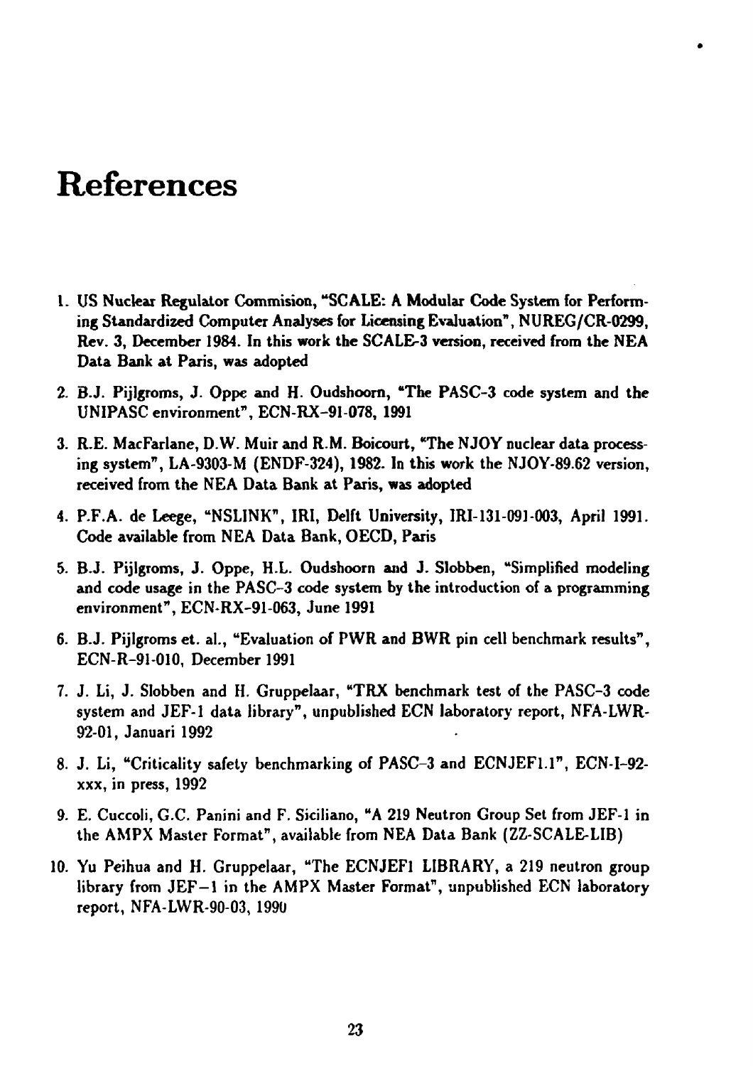# References

1. US Nuclear Regulator Commision, "SCALE: A Modular Code System for Performing Standardized Computer Analyses for Licensing Evaluation", NUREG/CR-0299, Rev. 3, December 1984. In this work the SCALE-3 version, received from the NEA Data Bank at Paris, was adopted

2. B.J. Pijlgroms, J. Oppe and H. Oudshoorn, "The PASC-3 code system and the UNIPASC environment", ECN-RX-91-078, 1991

3. R.E. MacFarlane, D.W. Muir and R.M. Boicourt, "The NJOY nuclear data processing system", LA-9303-M (ENDF-324), 1982. In this work the NJOY-89.62 version, received from the NEA Data Bank at Paris, was adopted

4. P.F.A. de Leege, "NSLINK", IRI, Delft University, IRI-131-091-003, April 1991. Code available from NEA Data Bank, OECD, Paris

5. B.J. Pijlgroms, J. Oppe, H.L. Oudshoorn and J. Slobben, "Simplified modeling and code usage in the PASC-3 code system by the introduction of a programming environment", ECN-RX-91-063, June 1991

6. B.J. Pijlgroms et. al., "Evaluation of PWR and BWR pin cell benchmark results", ECN-R-91-010, December 1991

7. J. Li, J. Slobben and H. Gruppelaar, "TRX benchmark test of the PASC-3 code system and JEF-1 data library", unpublished ECN laboratory report, NFA-LWR-92-01, Januari 1992

8. J. Li, "Criticality safety benchmarking of PASC-3 and ECNJEF1.1", ECN-I-92-xxx, in press, 1992

9. E. Cuccoli, G.C. Panini and F. Siciliano, "A 219 Neutron Group Set from JEF-1 in the AMPX Master Format", available from NEA Data Bank (ZZ-SCALE-LIB)

10. Yu Peihua and H. Gruppelaar, "The ECNJEF1 LIBRARY, a 219 neutron group library from JEF-1 in the AMPX Master Format", unpublished ECN laboratory report, NFA-LWR-90-03, 1990